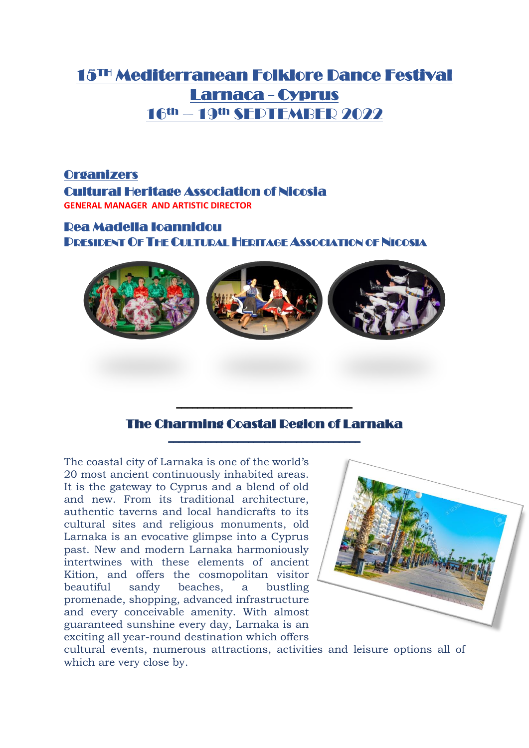# 15TH Mediterranean Folklore Dance Festival
# Larnaca - Cyprus
# 16th – 19th SEPTEMBER 2022

## Organizers

## Cultural Heritage Association of Nicosia

**GENERAL MANAGER AND ARTISTIC DIRECTOR**

## Rea Madella Ioannidou

**PRESIDENT OF THE CULTURAL HERITAGE ASSOCIATION OF NICOSIA**

## The Charming Coastal Region of Larnaka

The coastal city of Larnaka is one of the world's 20 most ancient continuously inhabited areas. It is the gateway to Cyprus and a blend of old and new. From its traditional architecture, authentic taverns and local handicrafts to its cultural sites and religious monuments, old Larnaka is an evocative glimpse into a Cyprus past. New and modern Larnaka harmoniously intertwines with these elements of ancient Kition, and offers the cosmopolitan visitor beautiful sandy beaches, a bustling promenade, shopping, advanced infrastructure and every conceivable amenity. With almost guaranteed sunshine every day, Larnaka is an exciting all year-round destination which offers cultural events, numerous attractions, activities and leisure options all of which are very close by.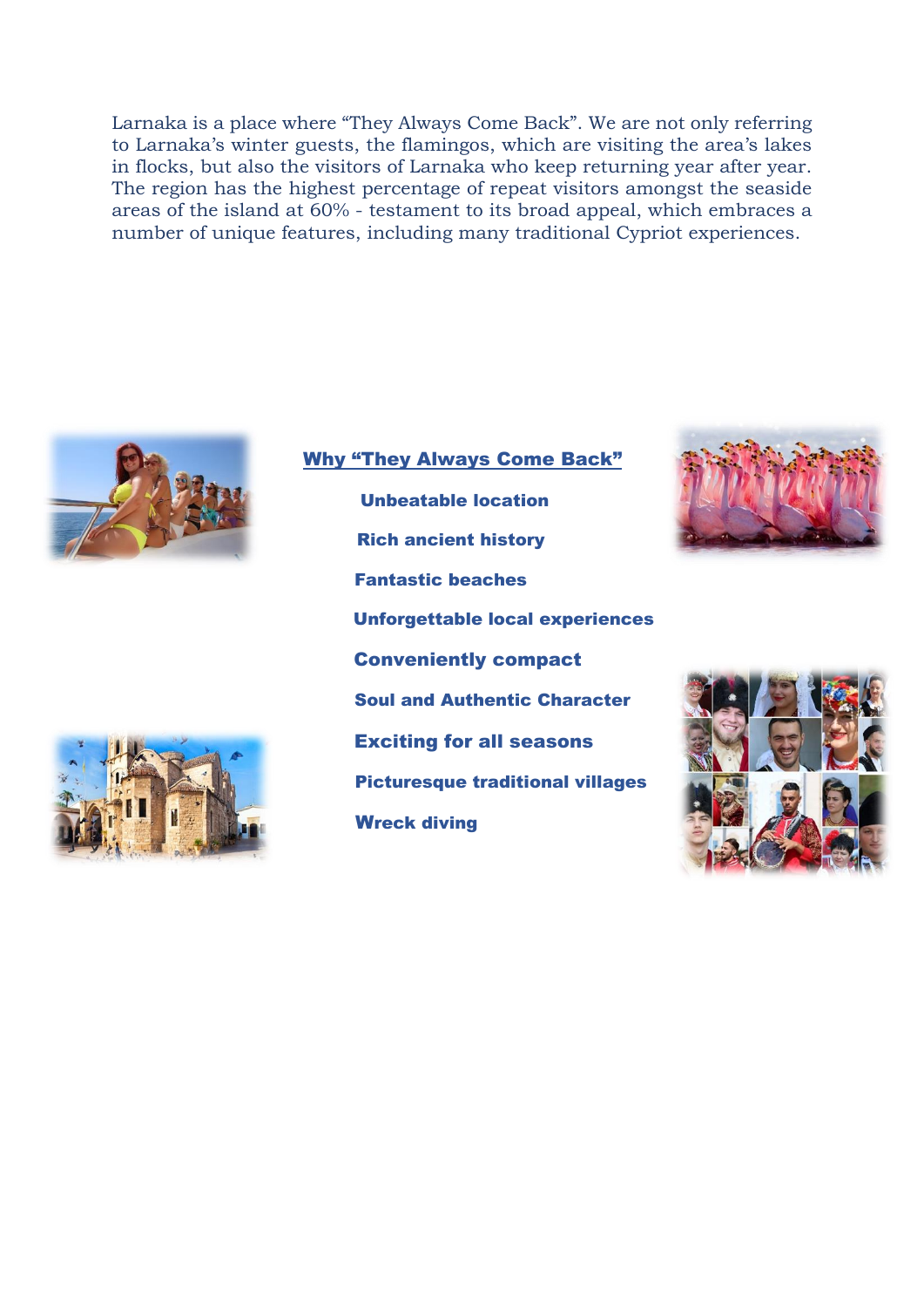Larnaka is a place where "They Always Come Back". We are not only referring to Larnaka's winter guests, the flamingos, which are visiting the area's lakes in flocks, but also the visitors of Larnaka who keep returning year after year. The region has the highest percentage of repeat visitors amongst the seaside areas of the island at 60% - testament to its broad appeal, which embraces a number of unique features, including many traditional Cypriot experiences.

## Why "They Always Come Back"

**Unbeatable location**

**Rich ancient history**

**Fantastic beaches**

**Unforgettable local experiences**

**Conveniently compact**

**Soul and Authentic Character**

**Exciting for all seasons**

**Picturesque traditional villages**

**Wreck diving**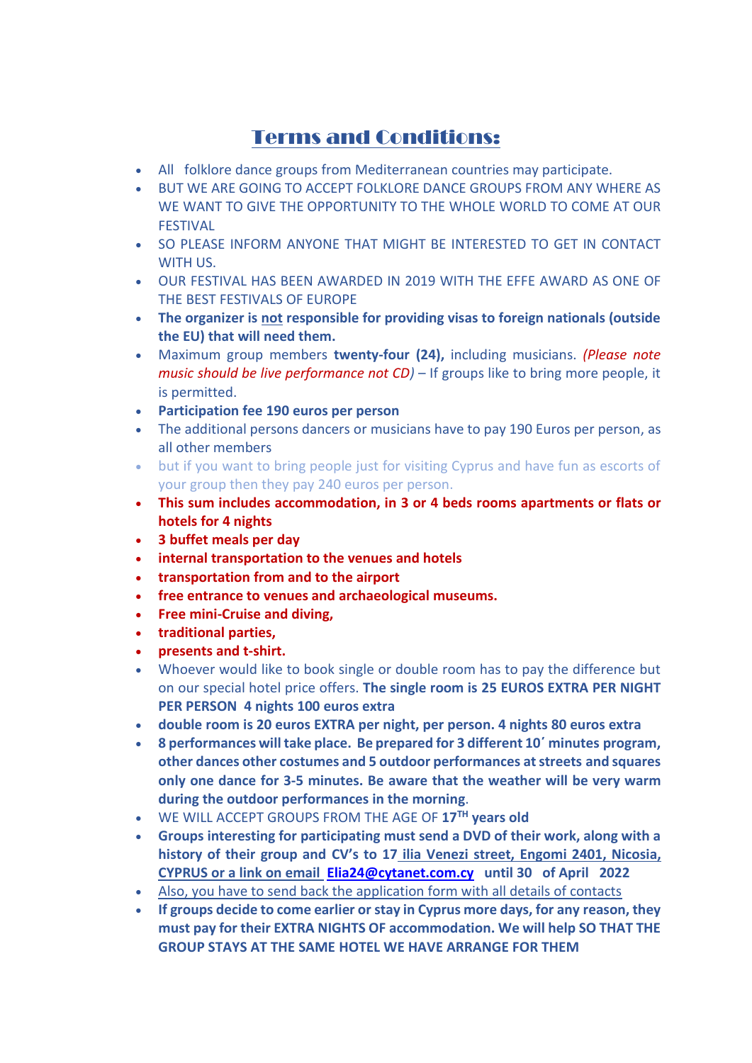# Terms and Conditions:

- All folklore dance groups from Mediterranean countries may participate.
- BUT WE ARE GOING TO ACCEPT FOLKLORE DANCE GROUPS FROM ANY WHERE AS WE WANT TO GIVE THE OPPORTUNITY TO THE WHOLE WORLD TO COME AT OUR FESTIVAL
- SO PLEASE INFORM ANYONE THAT MIGHT BE INTERESTED TO GET IN CONTACT WITH US.
- OUR FESTIVAL HAS BEEN AWARDED IN 2019 WITH THE EFFE AWARD AS ONE OF THE BEST FESTIVALS OF EUROPE
- **The organizer is not responsible for providing visas to foreign nationals (outside the EU) that will need them.**
- Maximum group members **twenty-four (24),** including musicians. *(Please note music should be live performance not CD)* – If groups like to bring more people, it is permitted.
- **Participation fee 190 euros per person**
- The additional persons dancers or musicians have to pay 190 Euros per person, as all other members
- but if you want to bring people just for visiting Cyprus and have fun as escorts of your group then they pay 240 euros per person.
- **This sum includes accommodation, in 3 or 4 beds rooms apartments or flats or hotels for 4 nights**
- **3 buffet meals per day**
- **internal transportation to the venues and hotels**
- **transportation from and to the airport**
- **free entrance to venues and archaeological museums.**
- **Free mini-Cruise and diving,**
- **traditional parties,**
- **presents and t-shirt.**
- Whoever would like to book single or double room has to pay the difference but on our special hotel price offers. **The single room is 25 EUROS EXTRA PER NIGHT PER PERSON 4 nights 100 euros extra**
- **double room is 20 euros EXTRA per night, per person. 4 nights 80 euros extra**
- **8 performances will take place. Be prepared for 3 different 10΄ minutes program, other dances other costumes and 5 outdoor performances at streets and squares only one dance for 3-5 minutes. Be aware that the weather will be very warm during the outdoor performances in the morning**.
- WE WILL ACCEPT GROUPS FROM THE AGE OF **17TH years old**
- **Groups interesting for participating must send a DVD of their work, along with a history of their group and CV's to 17 ilia Venezi street, Engomi 2401, Nicosia, CYPRUS or a link on email Elia24@cytanet.com.cy until 30 of April 2022**
- Also, you have to send back the application form with all details of contacts
- **If groups decide to come earlier or stay in Cyprus more days, for any reason, they must pay for their EXTRA NIGHTS OF accommodation. We will help SO THAT THE GROUP STAYS AT THE SAME HOTEL WE HAVE ARRANGE FOR THEM**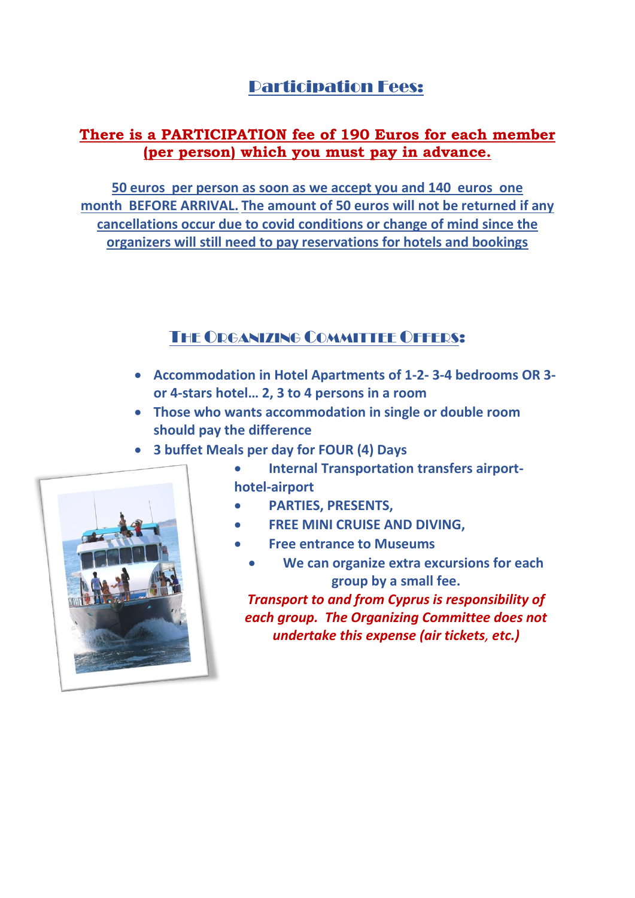## Participation Fees:

**There is a PARTICIPATION fee of 190 Euros for each member (per person) which you must pay in advance.**

**50 euros per person as soon as we accept you and 140 euros one month BEFORE ARRIVAL. The amount of 50 euros will not be returned if any cancellations occur due to covid conditions or change of mind since the organizers will still need to pay reservations for hotels and bookings**

## The Organizing Committee Offers:

- **Accommodation in Hotel Apartments of 1-2- 3-4 bedrooms OR 3- or 4-stars hotel… 2, 3 to 4 persons in a room**
- **Those who wants accommodation in single or double room should pay the difference**
- **3 buffet Meals per day for FOUR (4) Days**
- **Internal Transportation transfers airport-hotel-airport**
- **PARTIES, PRESENTS,**
- **FREE MINI CRUISE AND DIVING,**
- **Free entrance to Museums**
- **We can organize extra excursions for each group by a small fee.**

***Transport to and from Cyprus is responsibility of each group. The Organizing Committee does not undertake this expense (air tickets, etc.)***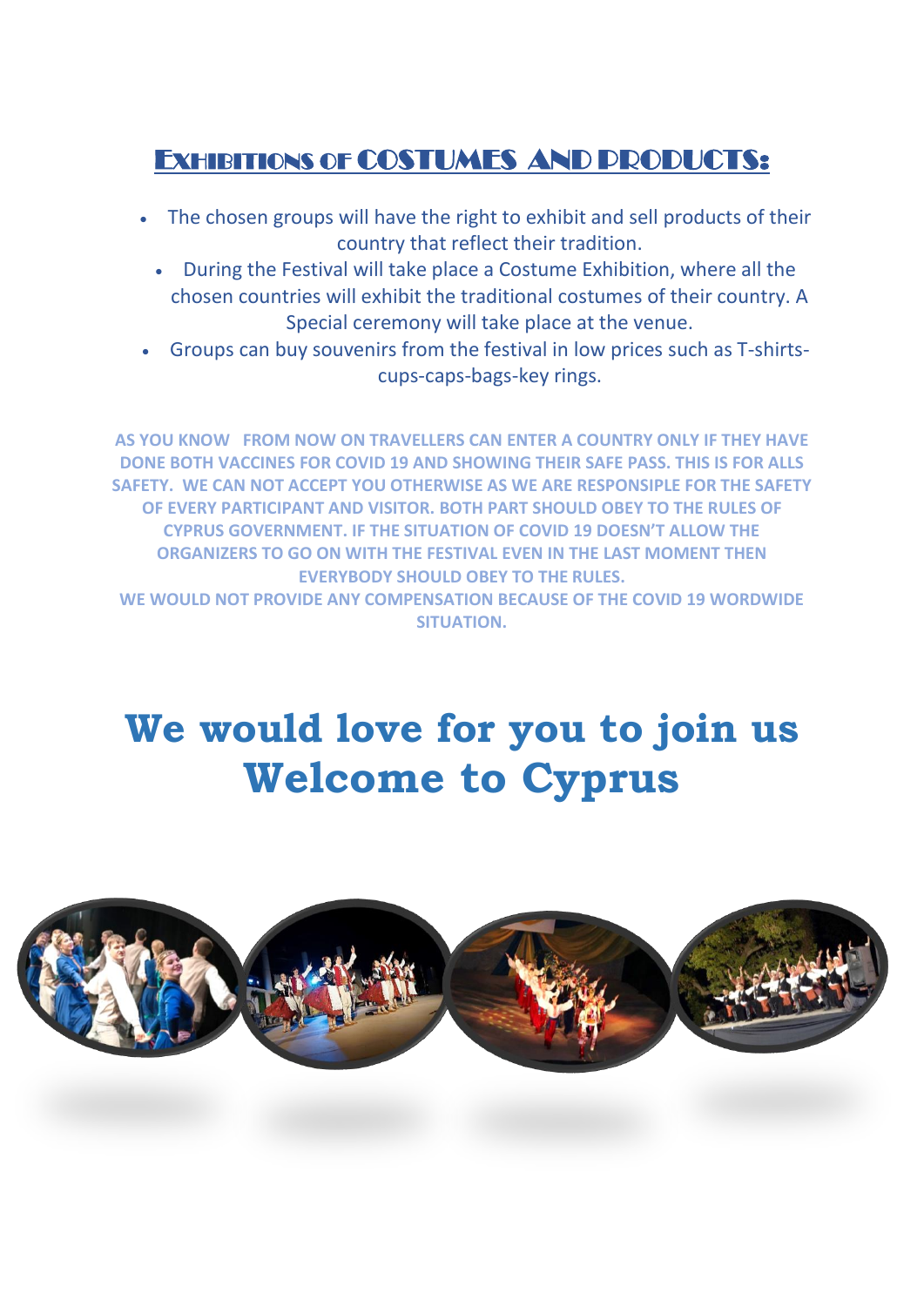## EXHIBITIONS OF COSTUMES AND PRODUCTS:

- The chosen groups will have the right to exhibit and sell products of their country that reflect their tradition.
- During the Festival will take place a Costume Exhibition, where all the chosen countries will exhibit the traditional costumes of their country. A Special ceremony will take place at the venue.
- Groups can buy souvenirs from the festival in low prices such as T-shirts-cups-caps-bags-key rings.

**AS YOU KNOW FROM NOW ON TRAVELLERS CAN ENTER A COUNTRY ONLY IF THEY HAVE DONE BOTH VACCINES FOR COVID 19 AND SHOWING THEIR SAFE PASS. THIS IS FOR ALLS SAFETY. WE CAN NOT ACCEPT YOU OTHERWISE AS WE ARE RESPONSIPLE FOR THE SAFETY OF EVERY PARTICIPANT AND VISITOR. BOTH PART SHOULD OBEY TO THE RULES OF CYPRUS GOVERNMENT. IF THE SITUATION OF COVID 19 DOESN'T ALLOW THE ORGANIZERS TO GO ON WITH THE FESTIVAL EVEN IN THE LAST MOMENT THEN EVERYBODY SHOULD OBEY TO THE RULES.**

**WE WOULD NOT PROVIDE ANY COMPENSATION BECAUSE OF THE COVID 19 WORDWIDE SITUATION.**

# We would love for you to join us
# Welcome to Cyprus